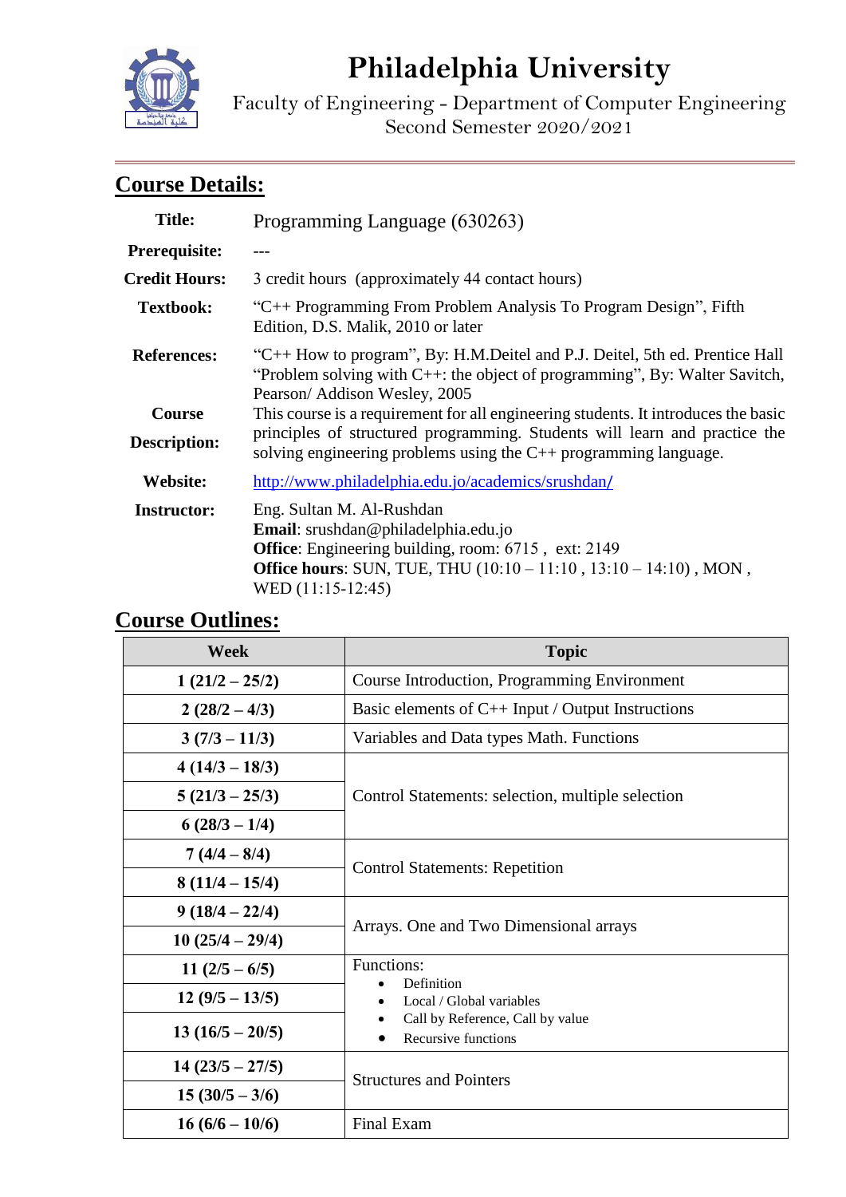# Philadelphia University

Faculty of Engineering - Department of Computer Engineering
Second Semester 2020/2021

## Course Details:

| | |
|---|---|
| **Title:** | Programming Language (630263) |
| **Prerequisite:** | --- |
| **Credit Hours:** | 3 credit hours (approximately 44 contact hours) |
| **Textbook:** | "C++ Programming From Problem Analysis To Program Design", Fifth Edition, D.S. Malik, 2010 or later |
| **References:** | "C++ How to program", By: H.M.Deitel and P.J. Deitel, 5th ed. Prentice Hall<br>"Problem solving with C++: the object of programming", By: Walter Savitch, Pearson/ Addison Wesley, 2005 |
| **Course Description:** | This course is a requirement for all engineering students. It introduces the basic principles of structured programming. Students will learn and practice the solving engineering problems using the C++ programming language. |
| **Website:** | http://www.philadelphia.edu.jo/academics/srushdan/ |
| **Instructor:** | Eng. Sultan M. Al-Rushdan<br>**Email**: srushdan@philadelphia.edu.jo<br>**Office**: Engineering building, room: 6715 , ext: 2149<br>**Office hours**: SUN, TUE, THU (10:10 – 11:10 , 13:10 – 14:10) , MON , WED (11:15-12:45) |

## Course Outlines:

| Week | Topic |
|---|---|
| **1 (21/2 – 25/2)** | Course Introduction, Programming Environment |
| **2 (28/2 – 4/3)** | Basic elements of C++ Input / Output Instructions |
| **3 (7/3 – 11/3)** | Variables and Data types Math. Functions |
| **4 (14/3 – 18/3)** | Control Statements: selection, multiple selection |
| **5 (21/3 – 25/3)** | |
| **6 (28/3 – 1/4)** | |
| **7 (4/4 – 8/4)** | Control Statements: Repetition |
| **8 (11/4 – 15/4)** | |
| **9 (18/4 – 22/4)** | Arrays. One and Two Dimensional arrays |
| **10 (25/4 – 29/4)** | |
| **11 (2/5 – 6/5)** | Functions:<br>• Definition<br>• Local / Global variables<br>• Call by Reference, Call by value<br>• Recursive functions |
| **12 (9/5 – 13/5)** | |
| **13 (16/5 – 20/5)** | |
| **14 (23/5 – 27/5)** | Structures and Pointers |
| **15 (30/5 – 3/6)** | |
| **16 (6/6 – 10/6)** | Final Exam |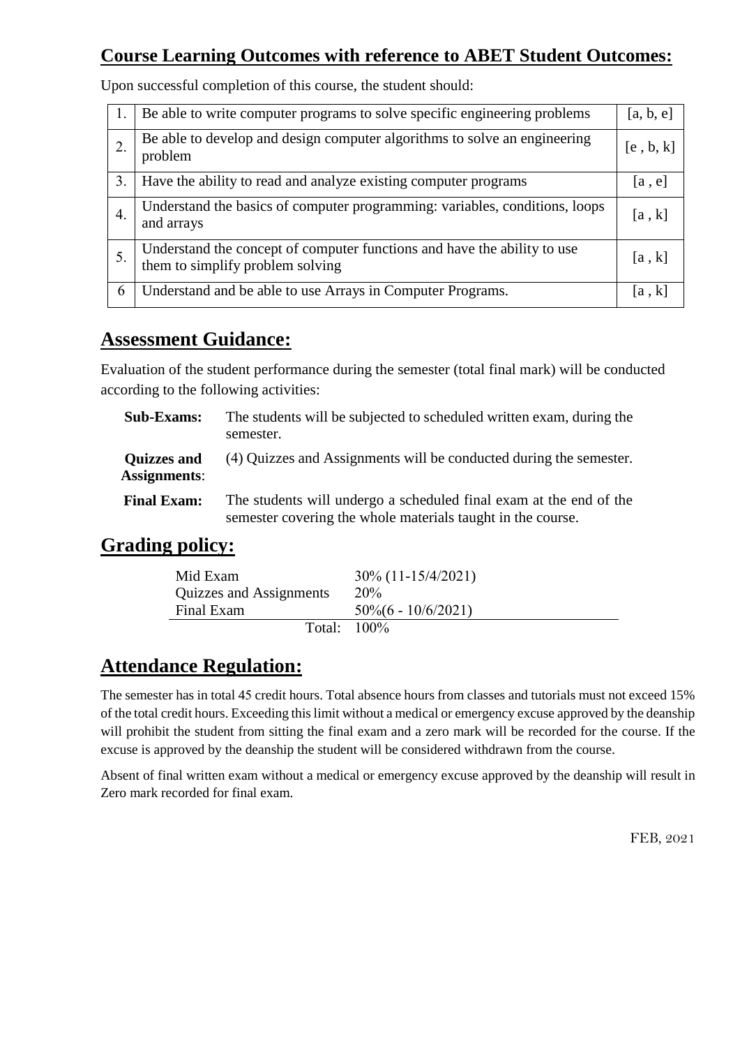## Course Learning Outcomes with reference to ABET Student Outcomes:

Upon successful completion of this course, the student should:

| | | |
|---|---|---|
| 1. | Be able to write computer programs to solve specific engineering problems | [a, b, e] |
| 2. | Be able to develop and design computer algorithms to solve an engineering problem | [e , b, k] |
| 3. | Have the ability to read and analyze existing computer programs | [a , e] |
| 4. | Understand the basics of computer programming: variables, conditions, loops and arrays | [a , k] |
| 5. | Understand the concept of computer functions and have the ability to use them to simplify problem solving | [a , k] |
| 6 | Understand and be able to use Arrays in Computer Programs. | [a , k] |

## Assessment Guidance:

Evaluation of the student performance during the semester (total final mark) will be conducted according to the following activities:

| | |
|---|---|
| **Sub-Exams:** | The students will be subjected to scheduled written exam, during the semester. |
| **Quizzes and Assignments**: | (4) Quizzes and Assignments will be conducted during the semester. |
| **Final Exam:** | The students will undergo a scheduled final exam at the end of the semester covering the whole materials taught in the course. |

## Grading policy:

| | |
|---|---|
| Mid Exam | 30% (11-15/4/2021) |
| Quizzes and Assignments | 20% |
| Final Exam | 50%(6 - 10/6/2021) |
| Total: | 100% |

## Attendance Regulation:

The semester has in total 45 credit hours. Total absence hours from classes and tutorials must not exceed 15% of the total credit hours. Exceeding this limit without a medical or emergency excuse approved by the deanship will prohibit the student from sitting the final exam and a zero mark will be recorded for the course. If the excuse is approved by the deanship the student will be considered withdrawn from the course.

Absent of final written exam without a medical or emergency excuse approved by the deanship will result in Zero mark recorded for final exam.

FEB, 2021